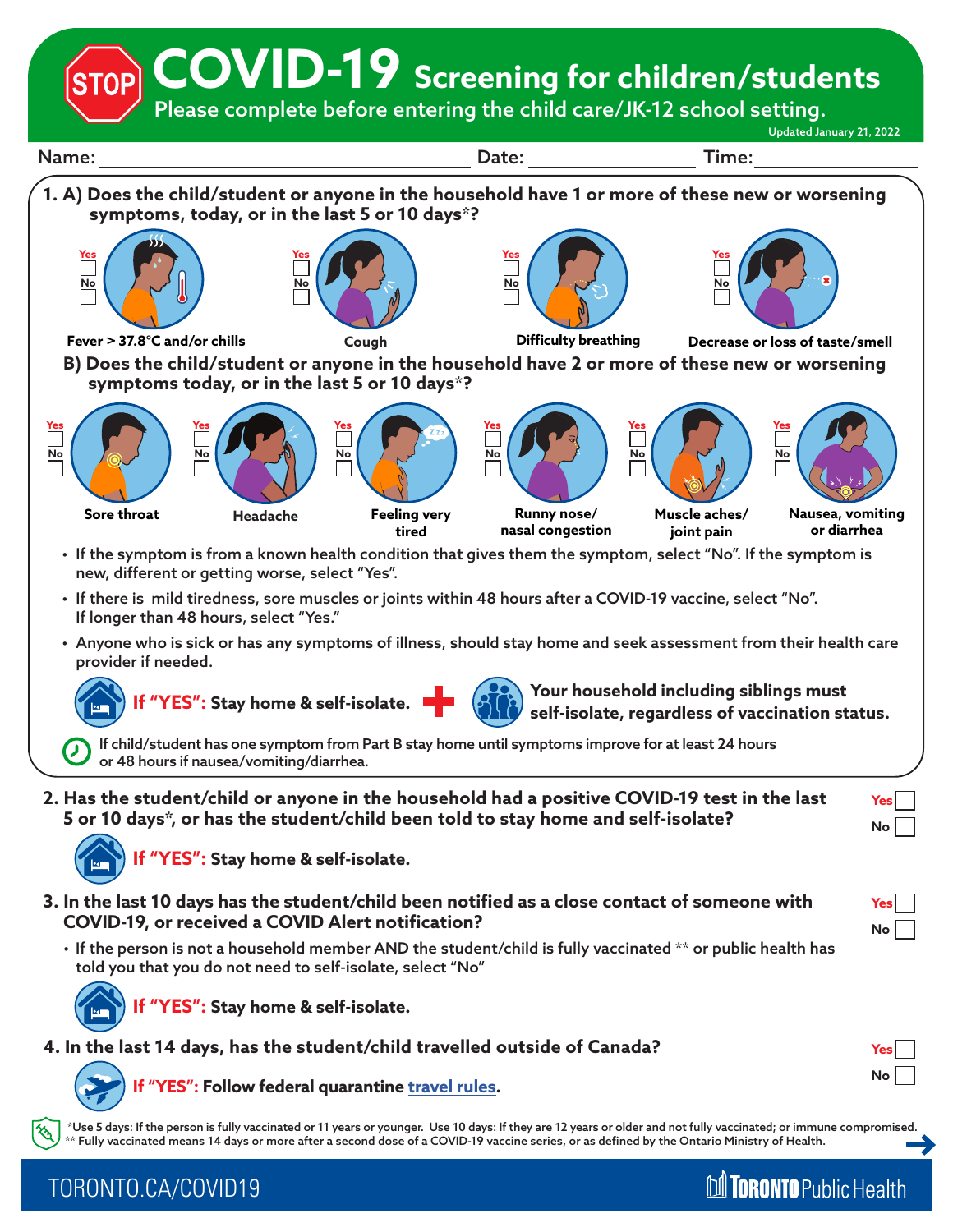# COVID-19 Screening for children/students

Please complete before entering the child care/JK-12 school setting.

Updated January 21, 2022

Name: ______________________ Date: ______________ Time: ______________

**1. A) Does the child/student or anyone in the household have 1 or more of these new or worsening symptoms, today, or in the last 5 or 10 days*?**

- Fever > 37.8°C and/or chills — Yes ☐ No ☐
- Cough — Yes ☐ No ☐
- Difficulty breathing — Yes ☐ No ☐
- Decrease or loss of taste/smell — Yes ☐ No ☐

**B) Does the child/student or anyone in the household have 2 or more of these new or worsening symptoms today, or in the last 5 or 10 days*?**

- Sore throat — Yes ☐ No ☐
- Headache — Yes ☐ No ☐
- Feeling very tired — Yes ☐ No ☐
- Runny nose/ nasal congestion — Yes ☐ No ☐
- Muscle aches/ joint pain — Yes ☐ No ☐
- Nausea, vomiting or diarrhea — Yes ☐ No ☐

- If the symptom is from a known health condition that gives them the symptom, select "No". If the symptom is new, different or getting worse, select "Yes".
- If there is mild tiredness, sore muscles or joints within 48 hours after a COVID-19 vaccine, select "No". If longer than 48 hours, select "Yes."
- Anyone who is sick or has any symptoms of illness, should stay home and seek assessment from their health care provider if needed.

**If "YES": Stay home & self-isolate.** + **Your household including siblings must self-isolate, regardless of vaccination status.**

If child/student has one symptom from Part B stay home until symptoms improve for at least 24 hours or 48 hours if nausea/vomiting/diarrhea.

**2. Has the student/child or anyone in the household had a positive COVID-19 test in the last 5 or 10 days*, or has the student/child been told to stay home and self-isolate?** Yes ☐ No ☐

**If "YES": Stay home & self-isolate.**

**3. In the last 10 days has the student/child been notified as a close contact of someone with COVID-19, or received a COVID Alert notification?** Yes ☐ No ☐

- If the person is not a household member AND the student/child is fully vaccinated ** or public health has told you that you do not need to self-isolate, select "No"

**If "YES": Stay home & self-isolate.**

**4. In the last 14 days, has the student/child travelled outside of Canada?** Yes ☐ No ☐

**If "YES": Follow federal quarantine travel rules.**

*Use 5 days: If the person is fully vaccinated or 11 years or younger. Use 10 days: If they are 12 years or older and not fully vaccinated; or immune compromised.
** Fully vaccinated means 14 days or more after a second dose of a COVID-19 vaccine series, or as defined by the Ontario Ministry of Health.

TORONTO.CA/COVID19 — Toronto Public Health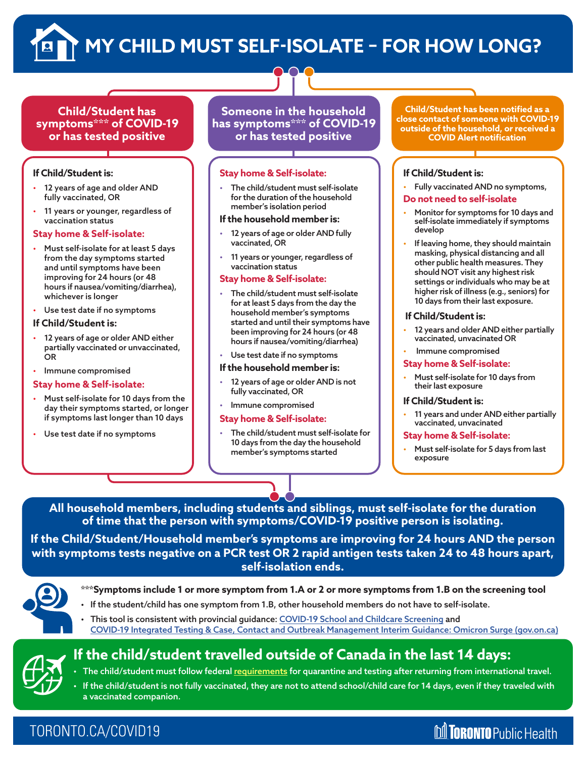# MY CHILD MUST SELF-ISOLATE – FOR HOW LONG?

## Child/Student has symptoms*** of COVID-19 or has tested positive

**If Child/Student is:**

- 12 years of age and older AND fully vaccinated, OR
- 11 years or younger, regardless of vaccination status

**Stay home & Self-isolate:**

- Must self-isolate for at least 5 days from the day symptoms started and until symptoms have been improving for 24 hours (or 48 hours if nausea/vomiting/diarrhea), whichever is longer
- Use test date if no symptoms

**If Child/Student is:**

- 12 years of age or older AND either partially vaccinated or unvaccinated, OR
- Immune compromised

**Stay home & Self-isolate:**

- Must self-isolate for 10 days from the day their symptoms started, or longer if symptoms last longer than 10 days
- Use test date if no symptoms

## Someone in the household has symptoms*** of COVID-19 or has tested positive

**Stay home & Self-isolate:**

- The child/student must self-isolate for the duration of the household member's isolation period

**If the household member is:**

- 12 years of age or older AND fully vaccinated, OR
- 11 years or younger, regardless of vaccination status

**Stay home & Self-isolate:**

- The child/student must self-isolate for at least 5 days from the day the household member's symptoms started and until their symptoms have been improving for 24 hours (or 48 hours if nausea/vomiting/diarrhea)
- Use test date if no symptoms

**If the household member is:**

- 12 years of age or older AND is not fully vaccinated, OR
- Immune compromised

**Stay home & Self-isolate:**

- The child/student must self-isolate for 10 days from the day the household member's symptoms started

## Child/Student has been notified as a close contact of someone with COVID-19 outside of the household, or received a COVID Alert notification

**If Child/Student is:**

- Fully vaccinated AND no symptoms,

**Do not need to self-isolate**

- Monitor for symptoms for 10 days and self-isolate immediately if symptoms develop
- If leaving home, they should maintain masking, physical distancing and all other public health measures. They should NOT visit any highest risk settings or individuals who may be at higher risk of illness (e.g., seniors) for 10 days from their last exposure.

**If Child/Student is:**

- 12 years and older AND either partially vaccinated, unvacinated OR
- Immune compromised

**Stay home & Self-isolate:**

- Must self-isolate for 10 days from their last exposure

**If Child/Student is:**

- 11 years and under AND either partially vaccinated, unvacinated

**Stay home & Self-isolate:**

- Must self-isolate for 5 days from last exposure

---

**All household members, including students and siblings, must self-isolate for the duration of time that the person with symptoms/COVID-19 positive person is isolating.**

**If the Child/Student/Household member's symptoms are improving for 24 hours AND the person with symptoms tests negative on a PCR test OR 2 rapid antigen tests taken 24 to 48 hours apart, self-isolation ends.**

***Symptoms include 1 or more symptom from 1.A or 2 or more symptoms from 1.B on the screening tool**

- If the student/child has one symptom from 1.B, other household members do not have to self-isolate.
- This tool is consistent with provincial guidance: COVID-19 School and Childcare Screening and COVID-19 Integrated Testing & Case, Contact and Outbreak Management Interim Guidance: Omicron Surge (gov.on.ca)

## If the child/student travelled outside of Canada in the last 14 days:

- The child/student must follow federal requirements for quarantine and testing after returning from international travel.
- If the child/student is not fully vaccinated, they are not to attend school/child care for 14 days, even if they traveled with a vaccinated companion.

TORONTO.CA/COVID19

Toronto Public Health